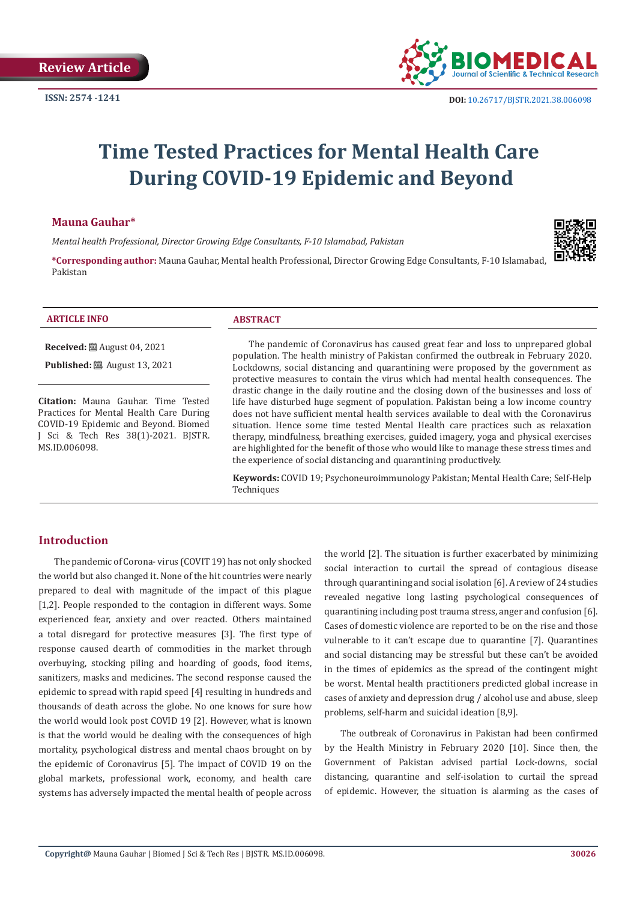Review Article

ISSN: 2574 -1241

DOI: 10.26717/BJSTR.2021.38.006098

# Time Tested Practices for Mental Health Care During COVID-19 Epidemic and Beyond

**Mauna Gauhar***

*Mental health Professional, Director Growing Edge Consultants, F-10 Islamabad, Pakistan*

***Corresponding author:** Mauna Gauhar, Mental health Professional, Director Growing Edge Consultants, F-10 Islamabad, Pakistan

**ARTICLE INFO**

**Received:** August 04, 2021

**Published:** August 13, 2021

**Citation:** Mauna Gauhar. Time Tested Practices for Mental Health Care During COVID-19 Epidemic and Beyond. Biomed J Sci & Tech Res 38(1)-2021. BJSTR. MS.ID.006098.

**ABSTRACT**

The pandemic of Coronavirus has caused great fear and loss to unprepared global population. The health ministry of Pakistan confirmed the outbreak in February 2020. Lockdowns, social distancing and quarantining were proposed by the government as protective measures to contain the virus which had mental health consequences. The drastic change in the daily routine and the closing down of the businesses and loss of life have disturbed huge segment of population. Pakistan being a low income country does not have sufficient mental health services available to deal with the Coronavirus situation. Hence some time tested Mental Health care practices such as relaxation therapy, mindfulness, breathing exercises, guided imagery, yoga and physical exercises are highlighted for the benefit of those who would like to manage these stress times and the experience of social distancing and quarantining productively.

**Keywords:** COVID 19; Psychoneuroimmunology Pakistan; Mental Health Care; Self-Help Techniques

## Introduction

The pandemic of Corona- virus (COVIT 19) has not only shocked the world but also changed it. None of the hit countries were nearly prepared to deal with magnitude of the impact of this plague [1,2]. People responded to the contagion in different ways. Some experienced fear, anxiety and over reacted. Others maintained a total disregard for protective measures [3]. The first type of response caused dearth of commodities in the market through overbuying, stocking piling and hoarding of goods, food items, sanitizers, masks and medicines. The second response caused the epidemic to spread with rapid speed [4] resulting in hundreds and thousands of death across the globe. No one knows for sure how the world would look post COVID 19 [2]. However, what is known is that the world would be dealing with the consequences of high mortality, psychological distress and mental chaos brought on by the epidemic of Coronavirus [5]. The impact of COVID 19 on the global markets, professional work, economy, and health care systems has adversely impacted the mental health of people across the world [2]. The situation is further exacerbated by minimizing social interaction to curtail the spread of contagious disease through quarantining and social isolation [6]. A review of 24 studies revealed negative long lasting psychological consequences of quarantining including post trauma stress, anger and confusion [6]. Cases of domestic violence are reported to be on the rise and those vulnerable to it can't escape due to quarantine [7]. Quarantines and social distancing may be stressful but these can't be avoided in the times of epidemics as the spread of the contingent might be worst. Mental health practitioners predicted global increase in cases of anxiety and depression drug / alcohol use and abuse, sleep problems, self-harm and suicidal ideation [8,9].

The outbreak of Coronavirus in Pakistan had been confirmed by the Health Ministry in February 2020 [10]. Since then, the Government of Pakistan advised partial Lock-downs, social distancing, quarantine and self-isolation to curtail the spread of epidemic. However, the situation is alarming as the cases of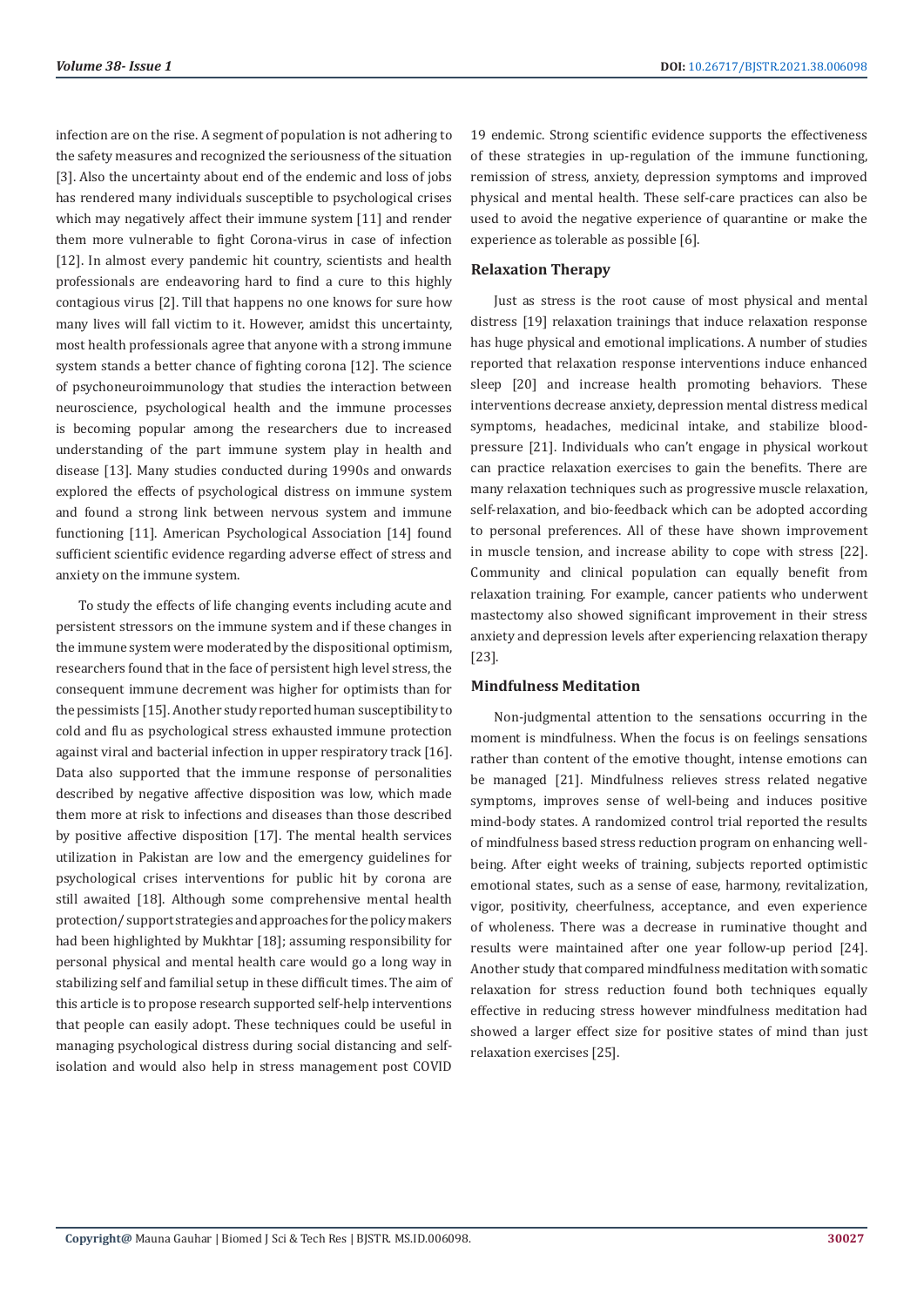infection are on the rise. A segment of population is not adhering to the safety measures and recognized the seriousness of the situation [3]. Also the uncertainty about end of the endemic and loss of jobs has rendered many individuals susceptible to psychological crises which may negatively affect their immune system [11] and render them more vulnerable to fight Corona-virus in case of infection [12]. In almost every pandemic hit country, scientists and health professionals are endeavoring hard to find a cure to this highly contagious virus [2]. Till that happens no one knows for sure how many lives will fall victim to it. However, amidst this uncertainty, most health professionals agree that anyone with a strong immune system stands a better chance of fighting corona [12]. The science of psychoneuroimmunology that studies the interaction between neuroscience, psychological health and the immune processes is becoming popular among the researchers due to increased understanding of the part immune system play in health and disease [13]. Many studies conducted during 1990s and onwards explored the effects of psychological distress on immune system and found a strong link between nervous system and immune functioning [11]. American Psychological Association [14] found sufficient scientific evidence regarding adverse effect of stress and anxiety on the immune system.

To study the effects of life changing events including acute and persistent stressors on the immune system and if these changes in the immune system were moderated by the dispositional optimism, researchers found that in the face of persistent high level stress, the consequent immune decrement was higher for optimists than for the pessimists [15]. Another study reported human susceptibility to cold and flu as psychological stress exhausted immune protection against viral and bacterial infection in upper respiratory track [16]. Data also supported that the immune response of personalities described by negative affective disposition was low, which made them more at risk to infections and diseases than those described by positive affective disposition [17]. The mental health services utilization in Pakistan are low and the emergency guidelines for psychological crises interventions for public hit by corona are still awaited [18]. Although some comprehensive mental health protection/ support strategies and approaches for the policy makers had been highlighted by Mukhtar [18]; assuming responsibility for personal physical and mental health care would go a long way in stabilizing self and familial setup in these difficult times. The aim of this article is to propose research supported self-help interventions that people can easily adopt. These techniques could be useful in managing psychological distress during social distancing and self-isolation and would also help in stress management post COVID 19 endemic. Strong scientific evidence supports the effectiveness of these strategies in up-regulation of the immune functioning, remission of stress, anxiety, depression symptoms and improved physical and mental health. These self-care practices can also be used to avoid the negative experience of quarantine or make the experience as tolerable as possible [6].

### Relaxation Therapy

Just as stress is the root cause of most physical and mental distress [19] relaxation trainings that induce relaxation response has huge physical and emotional implications. A number of studies reported that relaxation response interventions induce enhanced sleep [20] and increase health promoting behaviors. These interventions decrease anxiety, depression mental distress medical symptoms, headaches, medicinal intake, and stabilize blood-pressure [21]. Individuals who can't engage in physical workout can practice relaxation exercises to gain the benefits. There are many relaxation techniques such as progressive muscle relaxation, self-relaxation, and bio-feedback which can be adopted according to personal preferences. All of these have shown improvement in muscle tension, and increase ability to cope with stress [22]. Community and clinical population can equally benefit from relaxation training. For example, cancer patients who underwent mastectomy also showed significant improvement in their stress anxiety and depression levels after experiencing relaxation therapy [23].

### Mindfulness Meditation

Non-judgmental attention to the sensations occurring in the moment is mindfulness. When the focus is on feelings sensations rather than content of the emotive thought, intense emotions can be managed [21]. Mindfulness relieves stress related negative symptoms, improves sense of well-being and induces positive mind-body states. A randomized control trial reported the results of mindfulness based stress reduction program on enhancing well-being. After eight weeks of training, subjects reported optimistic emotional states, such as a sense of ease, harmony, revitalization, vigor, positivity, cheerfulness, acceptance, and even experience of wholeness. There was a decrease in ruminative thought and results were maintained after one year follow-up period [24]. Another study that compared mindfulness meditation with somatic relaxation for stress reduction found both techniques equally effective in reducing stress however mindfulness meditation had showed a larger effect size for positive states of mind than just relaxation exercises [25].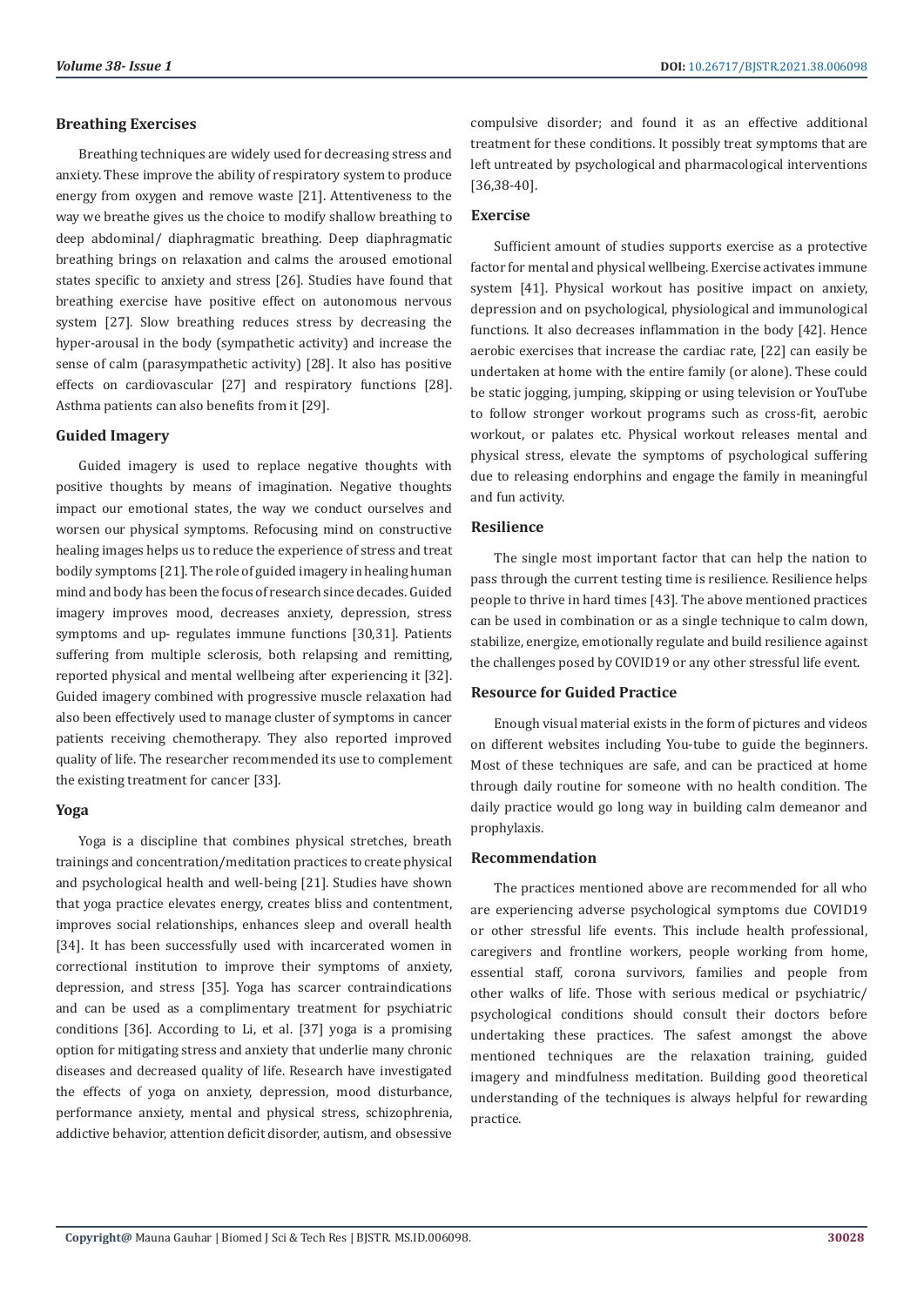## Breathing Exercises

Breathing techniques are widely used for decreasing stress and anxiety. These improve the ability of respiratory system to produce energy from oxygen and remove waste [21]. Attentiveness to the way we breathe gives us the choice to modify shallow breathing to deep abdominal/ diaphragmatic breathing. Deep diaphragmatic breathing brings on relaxation and calms the aroused emotional states specific to anxiety and stress [26]. Studies have found that breathing exercise have positive effect on autonomous nervous system [27]. Slow breathing reduces stress by decreasing the hyper-arousal in the body (sympathetic activity) and increase the sense of calm (parasympathetic activity) [28]. It also has positive effects on cardiovascular [27] and respiratory functions [28]. Asthma patients can also benefits from it [29].

## Guided Imagery

Guided imagery is used to replace negative thoughts with positive thoughts by means of imagination. Negative thoughts impact our emotional states, the way we conduct ourselves and worsen our physical symptoms. Refocusing mind on constructive healing images helps us to reduce the experience of stress and treat bodily symptoms [21]. The role of guided imagery in healing human mind and body has been the focus of research since decades. Guided imagery improves mood, decreases anxiety, depression, stress symptoms and up- regulates immune functions [30,31]. Patients suffering from multiple sclerosis, both relapsing and remitting, reported physical and mental wellbeing after experiencing it [32]. Guided imagery combined with progressive muscle relaxation had also been effectively used to manage cluster of symptoms in cancer patients receiving chemotherapy. They also reported improved quality of life. The researcher recommended its use to complement the existing treatment for cancer [33].

## Yoga

Yoga is a discipline that combines physical stretches, breath trainings and concentration/meditation practices to create physical and psychological health and well-being [21]. Studies have shown that yoga practice elevates energy, creates bliss and contentment, improves social relationships, enhances sleep and overall health [34]. It has been successfully used with incarcerated women in correctional institution to improve their symptoms of anxiety, depression, and stress [35]. Yoga has scarcer contraindications and can be used as a complimentary treatment for psychiatric conditions [36]. According to Li, et al. [37] yoga is a promising option for mitigating stress and anxiety that underlie many chronic diseases and decreased quality of life. Research have investigated the effects of yoga on anxiety, depression, mood disturbance, performance anxiety, mental and physical stress, schizophrenia, addictive behavior, attention deficit disorder, autism, and obsessive compulsive disorder; and found it as an effective additional treatment for these conditions. It possibly treat symptoms that are left untreated by psychological and pharmacological interventions [36,38-40].

## Exercise

Sufficient amount of studies supports exercise as a protective factor for mental and physical wellbeing. Exercise activates immune system [41]. Physical workout has positive impact on anxiety, depression and on psychological, physiological and immunological functions. It also decreases inflammation in the body [42]. Hence aerobic exercises that increase the cardiac rate, [22] can easily be undertaken at home with the entire family (or alone). These could be static jogging, jumping, skipping or using television or YouTube to follow stronger workout programs such as cross-fit, aerobic workout, or palates etc. Physical workout releases mental and physical stress, elevate the symptoms of psychological suffering due to releasing endorphins and engage the family in meaningful and fun activity.

## Resilience

The single most important factor that can help the nation to pass through the current testing time is resilience. Resilience helps people to thrive in hard times [43]. The above mentioned practices can be used in combination or as a single technique to calm down, stabilize, energize, emotionally regulate and build resilience against the challenges posed by COVID19 or any other stressful life event.

## Resource for Guided Practice

Enough visual material exists in the form of pictures and videos on different websites including You-tube to guide the beginners. Most of these techniques are safe, and can be practiced at home through daily routine for someone with no health condition. The daily practice would go long way in building calm demeanor and prophylaxis.

## Recommendation

The practices mentioned above are recommended for all who are experiencing adverse psychological symptoms due COVID19 or other stressful life events. This include health professional, caregivers and frontline workers, people working from home, essential staff, corona survivors, families and people from other walks of life. Those with serious medical or psychiatric/ psychological conditions should consult their doctors before undertaking these practices. The safest amongst the above mentioned techniques are the relaxation training, guided imagery and mindfulness meditation. Building good theoretical understanding of the techniques is always helpful for rewarding practice.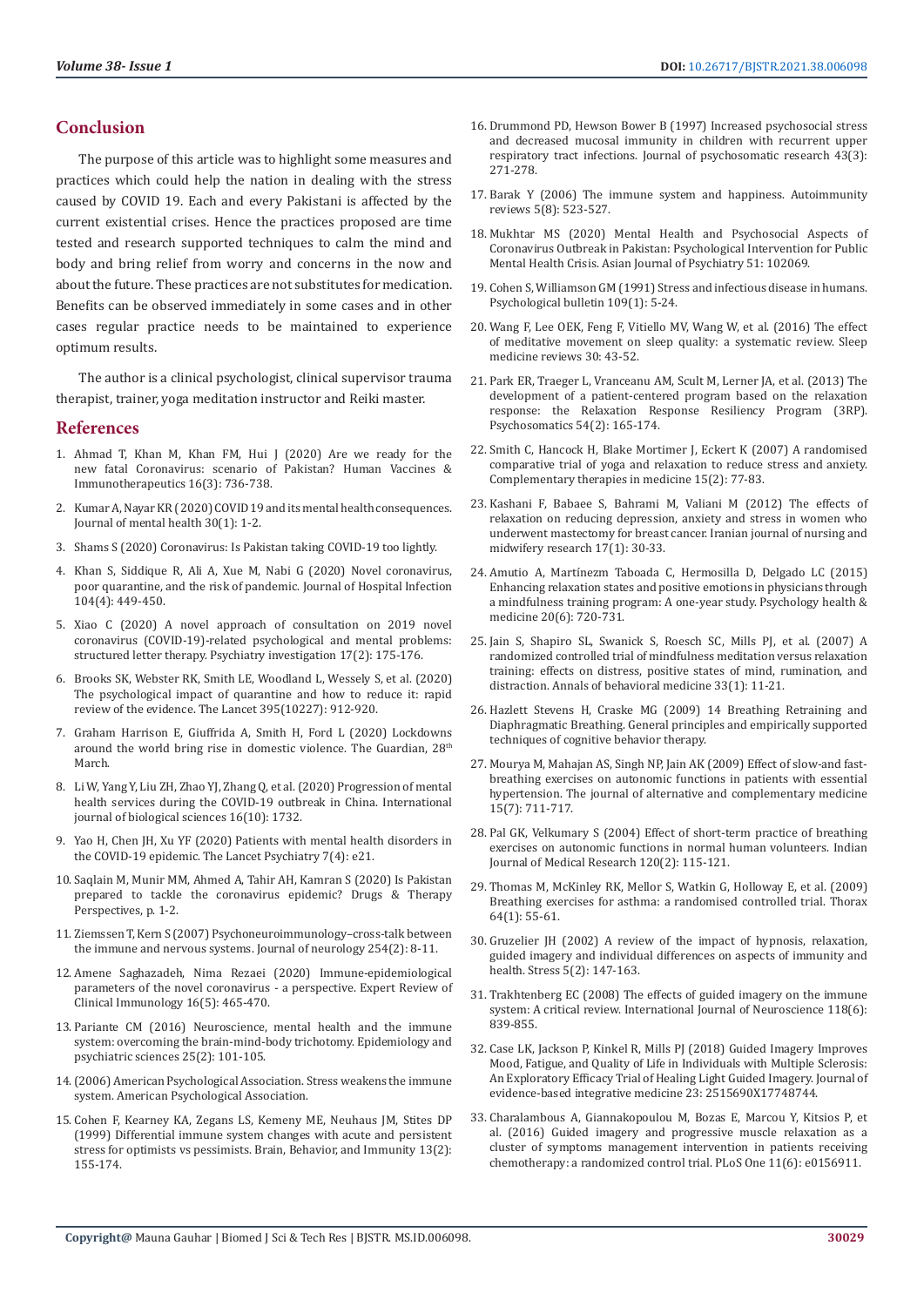## Conclusion

The purpose of this article was to highlight some measures and practices which could help the nation in dealing with the stress caused by COVID 19. Each and every Pakistani is affected by the current existential crises. Hence the practices proposed are time tested and research supported techniques to calm the mind and body and bring relief from worry and concerns in the now and about the future. These practices are not substitutes for medication. Benefits can be observed immediately in some cases and in other cases regular practice needs to be maintained to experience optimum results.

The author is a clinical psychologist, clinical supervisor trauma therapist, trainer, yoga meditation instructor and Reiki master.

## References

1. Ahmad T, Khan M, Khan FM, Hui J (2020) Are we ready for the new fatal Coronavirus: scenario of Pakistan? Human Vaccines & Immunotherapeutics 16(3): 736-738.
2. Kumar A, Nayar KR (2020) COVID 19 and its mental health consequences. Journal of mental health 30(1): 1-2.
3. Shams S (2020) Coronavirus: Is Pakistan taking COVID-19 too lightly.
4. Khan S, Siddique R, Ali A, Xue M, Nabi G (2020) Novel coronavirus, poor quarantine, and the risk of pandemic. Journal of Hospital Infection 104(4): 449-450.
5. Xiao C (2020) A novel approach of consultation on 2019 novel coronavirus (COVID-19)-related psychological and mental problems: structured letter therapy. Psychiatry investigation 17(2): 175-176.
6. Brooks SK, Webster RK, Smith LE, Woodland L, Wessely S, et al. (2020) The psychological impact of quarantine and how to reduce it: rapid review of the evidence. The Lancet 395(10227): 912-920.
7. Graham Harrison E, Giuffrida A, Smith H, Ford L (2020) Lockdowns around the world bring rise in domestic violence. The Guardian, 28th March.
8. Li W, Yang Y, Liu ZH, Zhao YJ, Zhang Q, et al. (2020) Progression of mental health services during the COVID-19 outbreak in China. International journal of biological sciences 16(10): 1732.
9. Yao H, Chen JH, Xu YF (2020) Patients with mental health disorders in the COVID-19 epidemic. The Lancet Psychiatry 7(4): e21.
10. Saqlain M, Munir MM, Ahmed A, Tahir AH, Kamran S (2020) Is Pakistan prepared to tackle the coronavirus epidemic? Drugs & Therapy Perspectives, p. 1-2.
11. Ziemssen T, Kern S (2007) Psychoneuroimmunology–cross-talk between the immune and nervous systems. Journal of neurology 254(2): 8-11.
12. Amene Saghazadeh, Nima Rezaei (2020) Immune-epidemiological parameters of the novel coronavirus - a perspective. Expert Review of Clinical Immunology 16(5): 465-470.
13. Pariante CM (2016) Neuroscience, mental health and the immune system: overcoming the brain-mind-body trichotomy. Epidemiology and psychiatric sciences 25(2): 101-105.
14. (2006) American Psychological Association. Stress weakens the immune system. American Psychological Association.
15. Cohen F, Kearney KA, Zegans LS, Kemeny ME, Neuhaus JM, Stites DP (1999) Differential immune system changes with acute and persistent stress for optimists vs pessimists. Brain, Behavior, and Immunity 13(2): 155-174.
16. Drummond PD, Hewson Bower B (1997) Increased psychosocial stress and decreased mucosal immunity in children with recurrent upper respiratory tract infections. Journal of psychosomatic research 43(3): 271-278.
17. Barak Y (2006) The immune system and happiness. Autoimmunity reviews 5(8): 523-527.
18. Mukhtar MS (2020) Mental Health and Psychosocial Aspects of Coronavirus Outbreak in Pakistan: Psychological Intervention for Public Mental Health Crisis. Asian Journal of Psychiatry 51: 102069.
19. Cohen S, Williamson GM (1991) Stress and infectious disease in humans. Psychological bulletin 109(1): 5-24.
20. Wang F, Lee OEK, Feng F, Vitiello MV, Wang W, et al. (2016) The effect of meditative movement on sleep quality: a systematic review. Sleep medicine reviews 30: 43-52.
21. Park ER, Traeger L, Vranceanu AM, Scult M, Lerner JA, et al. (2013) The development of a patient-centered program based on the relaxation response: the Relaxation Response Resiliency Program (3RP). Psychosomatics 54(2): 165-174.
22. Smith C, Hancock H, Blake Mortimer J, Eckert K (2007) A randomised comparative trial of yoga and relaxation to reduce stress and anxiety. Complementary therapies in medicine 15(2): 77-83.
23. Kashani F, Babaee S, Bahrami M, Valiani M (2012) The effects of relaxation on reducing depression, anxiety and stress in women who underwent mastectomy for breast cancer. Iranian journal of nursing and midwifery research 17(1): 30-33.
24. Amutio A, Martínezm Taboada C, Hermosilla D, Delgado LC (2015) Enhancing relaxation states and positive emotions in physicians through a mindfulness training program: A one-year study. Psychology health & medicine 20(6): 720-731.
25. Jain S, Shapiro SL, Swanick S, Roesch SC, Mills PJ, et al. (2007) A randomized controlled trial of mindfulness meditation versus relaxation training: effects on distress, positive states of mind, rumination, and distraction. Annals of behavioral medicine 33(1): 11-21.
26. Hazlett Stevens H, Craske MG (2009) 14 Breathing Retraining and Diaphragmatic Breathing. General principles and empirically supported techniques of cognitive behavior therapy.
27. Mourya M, Mahajan AS, Singh NP, Jain AK (2009) Effect of slow-and fast-breathing exercises on autonomic functions in patients with essential hypertension. The journal of alternative and complementary medicine 15(7): 711-717.
28. Pal GK, Velkumary S (2004) Effect of short-term practice of breathing exercises on autonomic functions in normal human volunteers. Indian Journal of Medical Research 120(2): 115-121.
29. Thomas M, McKinley RK, Mellor S, Watkin G, Holloway E, et al. (2009) Breathing exercises for asthma: a randomised controlled trial. Thorax 64(1): 55-61.
30. Gruzelier JH (2002) A review of the impact of hypnosis, relaxation, guided imagery and individual differences on aspects of immunity and health. Stress 5(2): 147-163.
31. Trakhtenberg EC (2008) The effects of guided imagery on the immune system: A critical review. International Journal of Neuroscience 118(6): 839-855.
32. Case LK, Jackson P, Kinkel R, Mills PJ (2018) Guided Imagery Improves Mood, Fatigue, and Quality of Life in Individuals with Multiple Sclerosis: An Exploratory Efficacy Trial of Healing Light Guided Imagery. Journal of evidence-based integrative medicine 23: 2515690X17748744.
33. Charalambous A, Giannakopoulou M, Bozas E, Marcou Y, Kitsios P, et al. (2016) Guided imagery and progressive muscle relaxation as a cluster of symptoms management intervention in patients receiving chemotherapy: a randomized control trial. PLoS One 11(6): e0156911.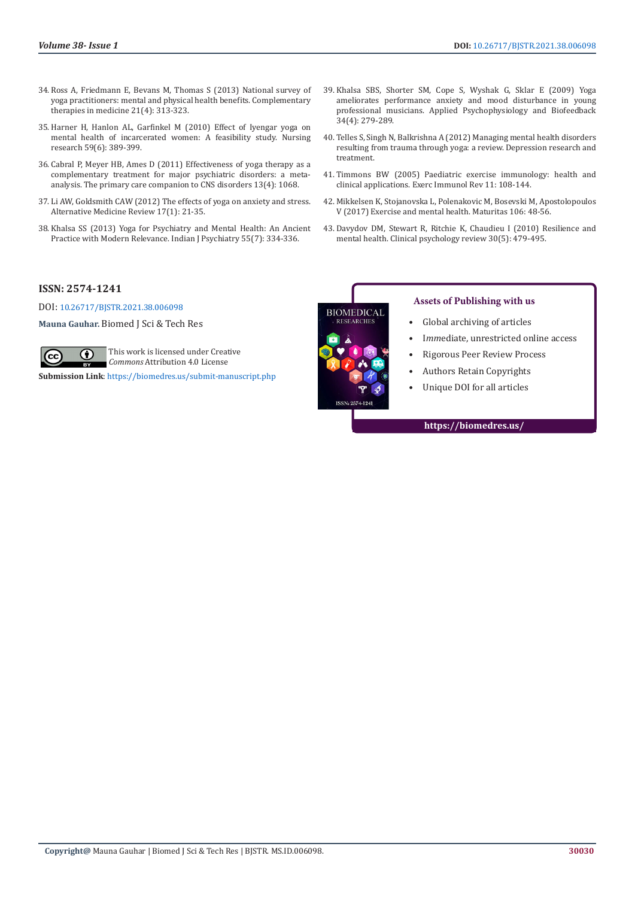34. Ross A, Friedmann E, Bevans M, Thomas S (2013) National survey of yoga practitioners: mental and physical health benefits. Complementary therapies in medicine 21(4): 313-323.
35. Harner H, Hanlon AL, Garfinkel M (2010) Effect of Iyengar yoga on mental health of incarcerated women: A feasibility study. Nursing research 59(6): 389-399.
36. Cabral P, Meyer HB, Ames D (2011) Effectiveness of yoga therapy as a complementary treatment for major psychiatric disorders: a meta-analysis. The primary care companion to CNS disorders 13(4): 1068.
37. Li AW, Goldsmith CAW (2012) The effects of yoga on anxiety and stress. Alternative Medicine Review 17(1): 21-35.
38. Khalsa SS (2013) Yoga for Psychiatry and Mental Health: An Ancient Practice with Modern Relevance. Indian J Psychiatry 55(7): 334-336.
39. Khalsa SBS, Shorter SM, Cope S, Wyshak G, Sklar E (2009) Yoga ameliorates performance anxiety and mood disturbance in young professional musicians. Applied Psychophysiology and Biofeedback 34(4): 279-289.
40. Telles S, Singh N, Balkrishna A (2012) Managing mental health disorders resulting from trauma through yoga: a review. Depression research and treatment.
41. Timmons BW (2005) Paediatric exercise immunology: health and clinical applications. Exerc Immunol Rev 11: 108-144.
42. Mikkelsen K, Stojanovska L, Polenakovic M, Bosevski M, Apostolopoulos V (2017) Exercise and mental health. Maturitas 106: 48-56.
43. Davydov DM, Stewart R, Ritchie K, Chaudieu I (2010) Resilience and mental health. Clinical psychology review 30(5): 479-495.

**ISSN: 2574-1241**

DOI: 10.26717/BJSTR.2021.38.006098

**Mauna Gauhar.** Biomed J Sci & Tech Res

This work is licensed under Creative *Commons* Attribution 4.0 License

**Submission Link**: https://biomedres.us/submit-manuscript.php

**Assets of Publishing with us**

- Global archiving of articles
- Immediate, unrestricted online access
- Rigorous Peer Review Process
- Authors Retain Copyrights
- Unique DOI for all articles

**https://biomedres.us/**